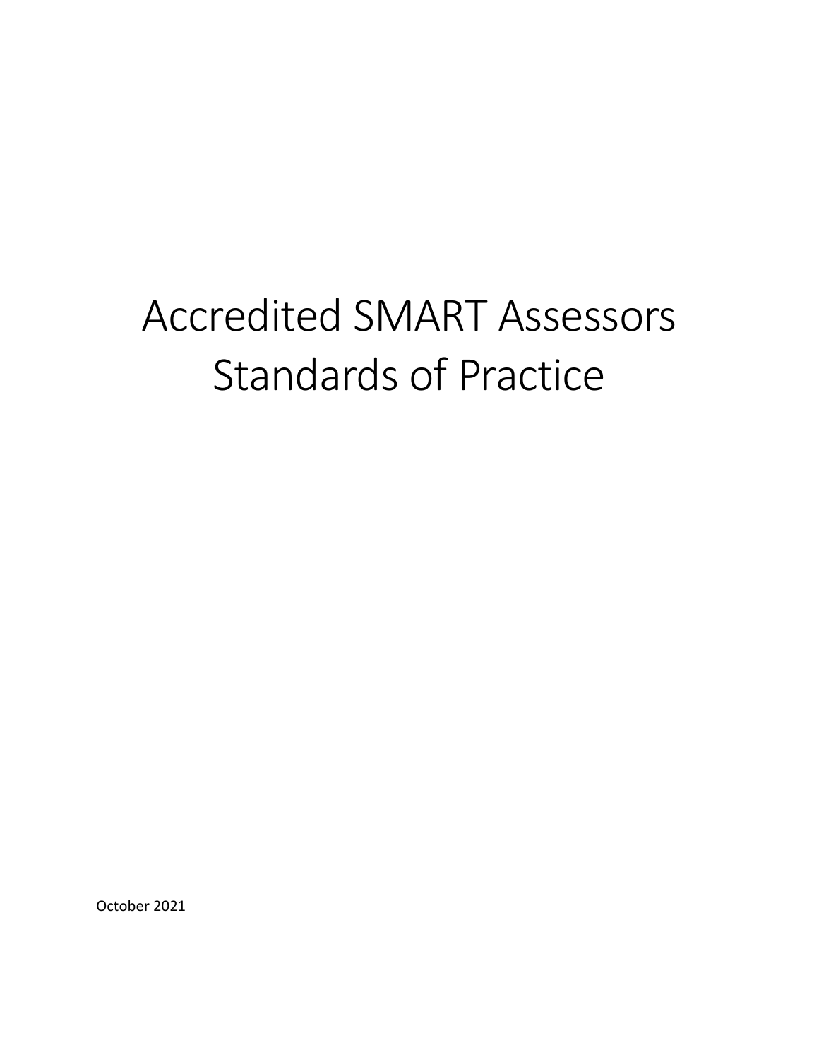# Accredited SMART Assessors Standards of Practice

October 2021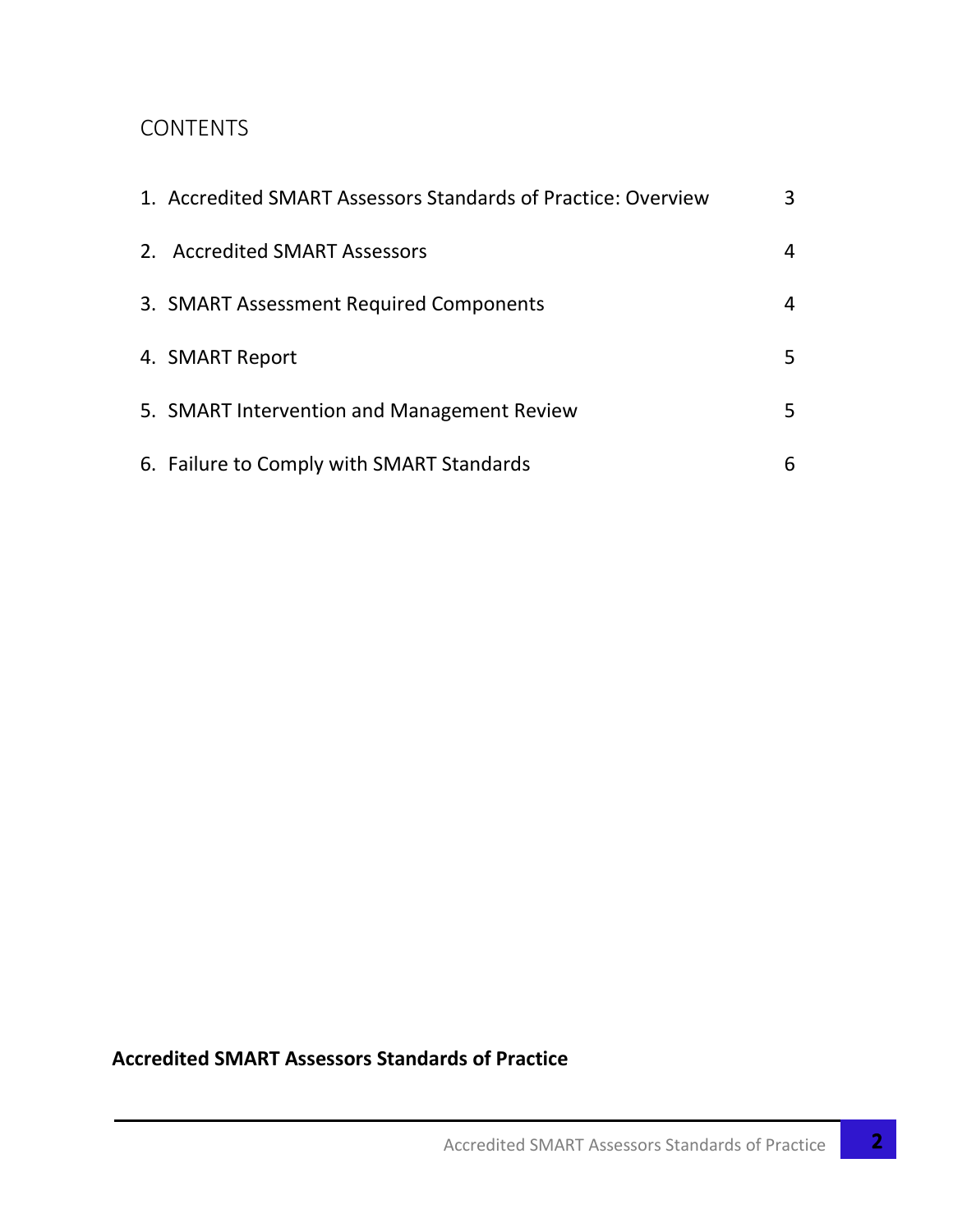# CONTENTS

| | |
|---|---|
| 1. Accredited SMART Assessors Standards of Practice: Overview | 3 |
| 2. Accredited SMART Assessors | 4 |
| 3. SMART Assessment Required Components | 4 |
| 4. SMART Report | 5 |
| 5. SMART Intervention and Management Review | 5 |
| 6. Failure to Comply with SMART Standards | 6 |

**Accredited SMART Assessors Standards of Practice**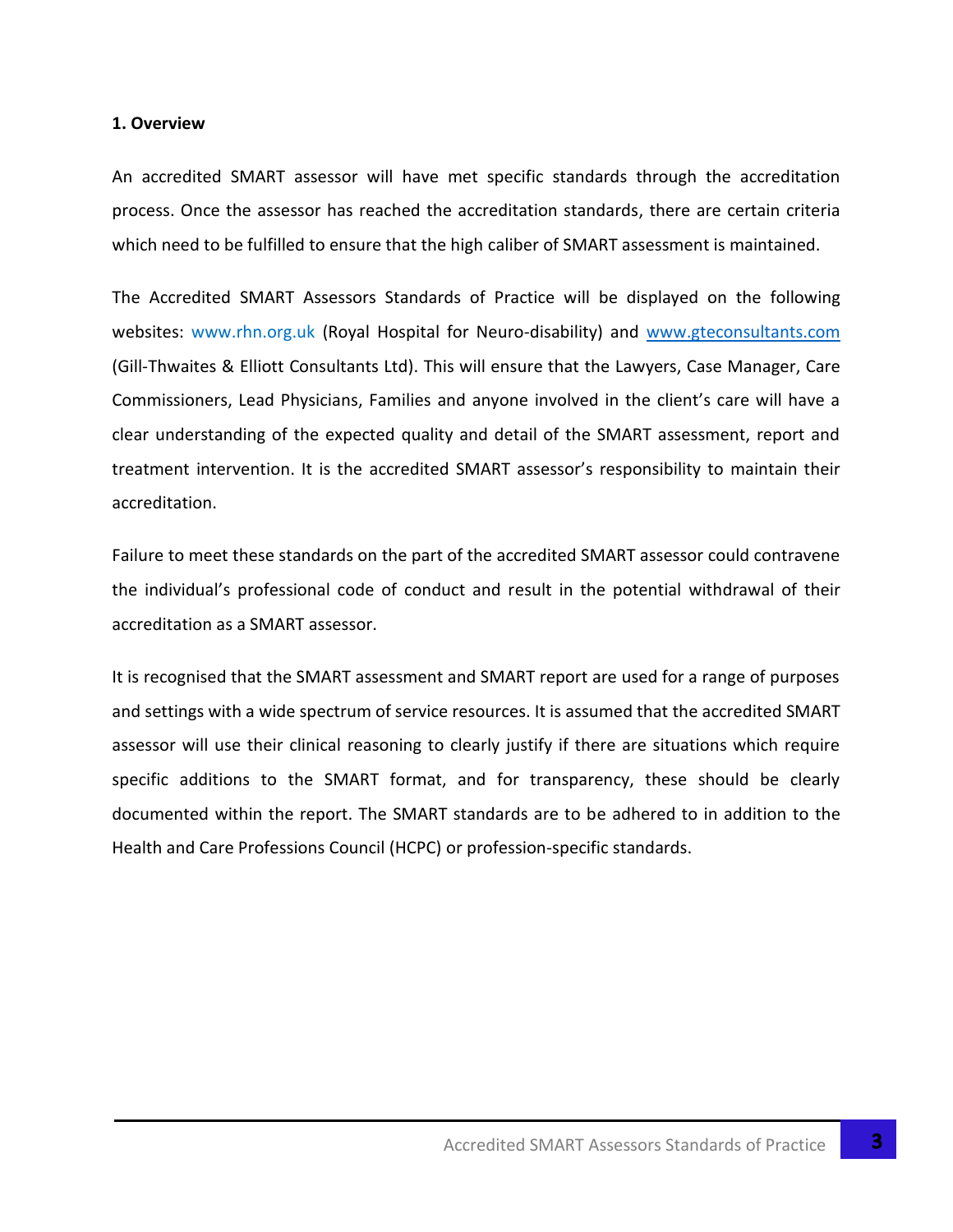## 1. Overview

An accredited SMART assessor will have met specific standards through the accreditation process. Once the assessor has reached the accreditation standards, there are certain criteria which need to be fulfilled to ensure that the high caliber of SMART assessment is maintained.

The Accredited SMART Assessors Standards of Practice will be displayed on the following websites: www.rhn.org.uk (Royal Hospital for Neuro-disability) and www.gteconsultants.com (Gill-Thwaites & Elliott Consultants Ltd). This will ensure that the Lawyers, Case Manager, Care Commissioners, Lead Physicians, Families and anyone involved in the client's care will have a clear understanding of the expected quality and detail of the SMART assessment, report and treatment intervention. It is the accredited SMART assessor's responsibility to maintain their accreditation.

Failure to meet these standards on the part of the accredited SMART assessor could contravene the individual's professional code of conduct and result in the potential withdrawal of their accreditation as a SMART assessor.

It is recognised that the SMART assessment and SMART report are used for a range of purposes and settings with a wide spectrum of service resources. It is assumed that the accredited SMART assessor will use their clinical reasoning to clearly justify if there are situations which require specific additions to the SMART format, and for transparency, these should be clearly documented within the report. The SMART standards are to be adhered to in addition to the Health and Care Professions Council (HCPC) or profession-specific standards.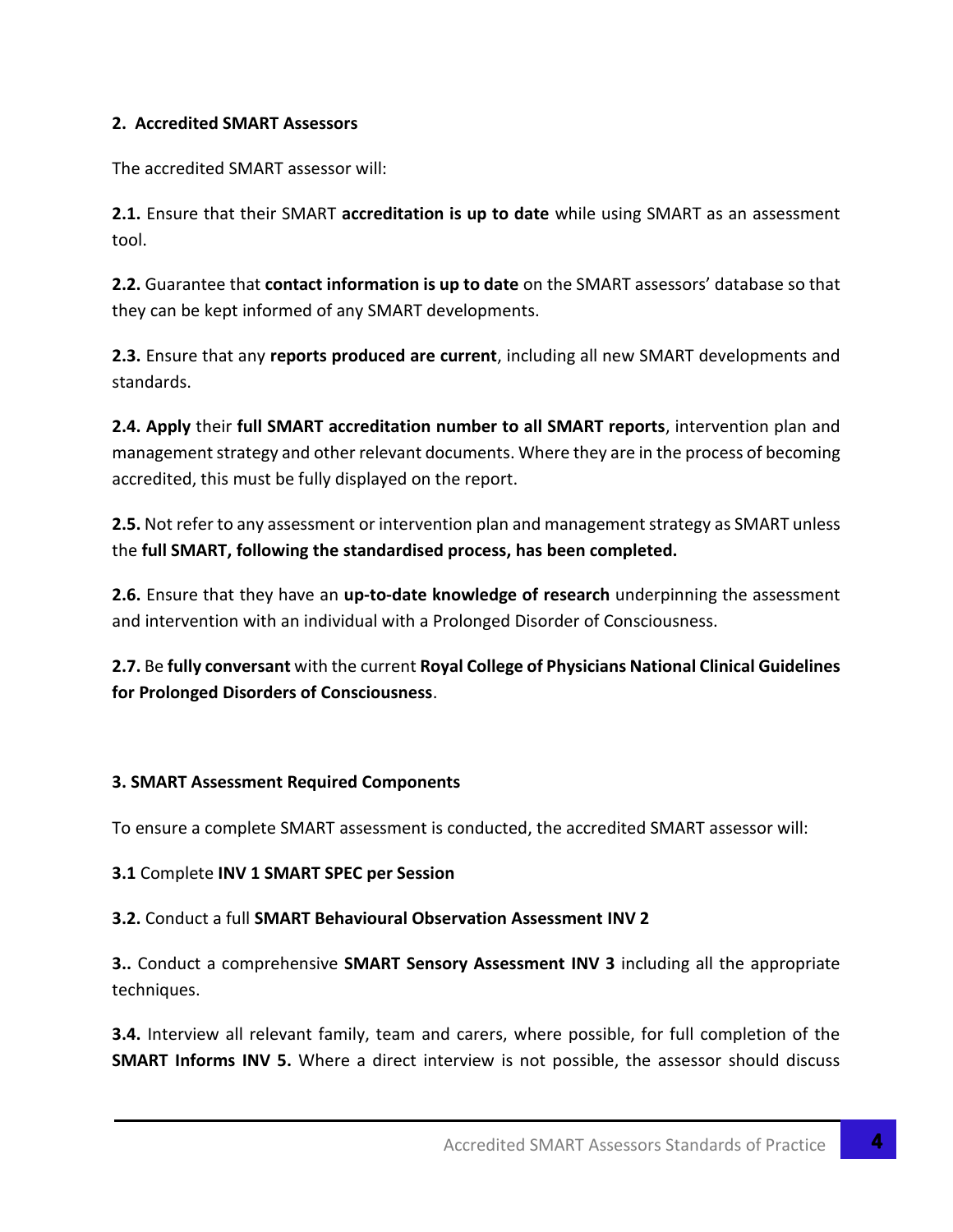## 2. Accredited SMART Assessors

The accredited SMART assessor will:

**2.1.** Ensure that their SMART **accreditation is up to date** while using SMART as an assessment tool.

**2.2.** Guarantee that **contact information is up to date** on the SMART assessors' database so that they can be kept informed of any SMART developments.

**2.3.** Ensure that any **reports produced are current**, including all new SMART developments and standards.

**2.4. Apply** their **full SMART accreditation number to all SMART reports**, intervention plan and management strategy and other relevant documents. Where they are in the process of becoming accredited, this must be fully displayed on the report.

**2.5.** Not refer to any assessment or intervention plan and management strategy as SMART unless the **full SMART, following the standardised process, has been completed.**

**2.6.** Ensure that they have an **up-to-date knowledge of research** underpinning the assessment and intervention with an individual with a Prolonged Disorder of Consciousness.

**2.7.** Be **fully conversant** with the current **Royal College of Physicians National Clinical Guidelines for Prolonged Disorders of Consciousness**.

## 3. SMART Assessment Required Components

To ensure a complete SMART assessment is conducted, the accredited SMART assessor will:

**3.1** Complete **INV 1 SMART SPEC per Session**

**3.2.** Conduct a full **SMART Behavioural Observation Assessment INV 2**

**3..** Conduct a comprehensive **SMART Sensory Assessment INV 3** including all the appropriate techniques.

**3.4.** Interview all relevant family, team and carers, where possible, for full completion of the **SMART Informs INV 5.** Where a direct interview is not possible, the assessor should discuss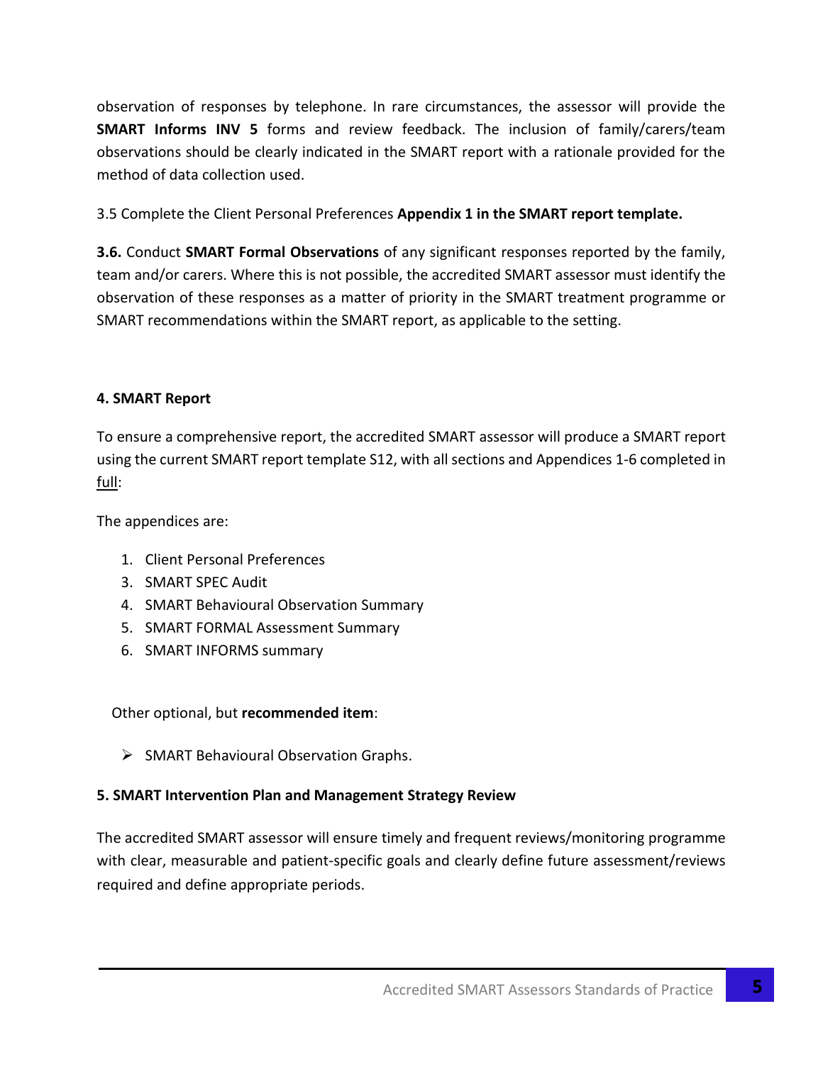observation of responses by telephone. In rare circumstances, the assessor will provide the **SMART Informs INV 5** forms and review feedback. The inclusion of family/carers/team observations should be clearly indicated in the SMART report with a rationale provided for the method of data collection used.

3.5 Complete the Client Personal Preferences **Appendix 1 in the SMART report template.**

**3.6.** Conduct **SMART Formal Observations** of any significant responses reported by the family, team and/or carers. Where this is not possible, the accredited SMART assessor must identify the observation of these responses as a matter of priority in the SMART treatment programme or SMART recommendations within the SMART report, as applicable to the setting.

**4. SMART Report**

To ensure a comprehensive report, the accredited SMART assessor will produce a SMART report using the current SMART report template S12, with all sections and Appendices 1-6 completed in <u>full</u>:

The appendices are:

1. Client Personal Preferences
3. SMART SPEC Audit
4. SMART Behavioural Observation Summary
5. SMART FORMAL Assessment Summary
6. SMART INFORMS summary

Other optional, but **recommended item**:

- SMART Behavioural Observation Graphs.

**5. SMART Intervention Plan and Management Strategy Review**

The accredited SMART assessor will ensure timely and frequent reviews/monitoring programme with clear, measurable and patient-specific goals and clearly define future assessment/reviews required and define appropriate periods.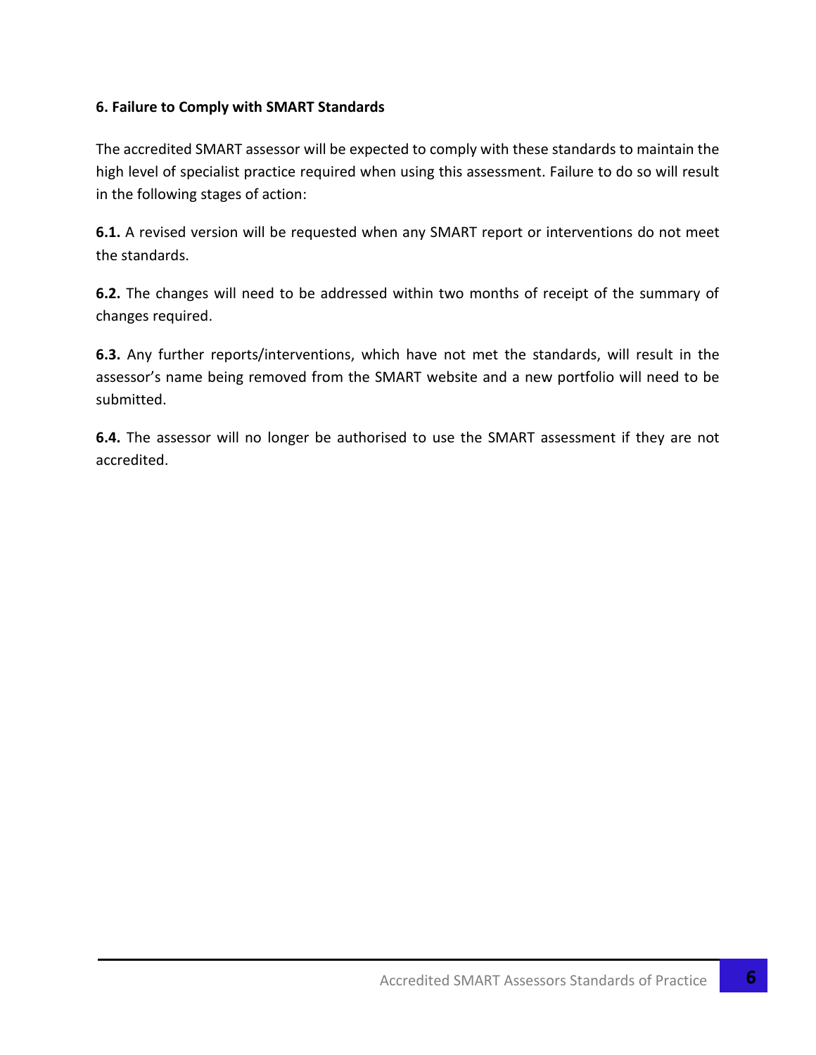**6. Failure to Comply with SMART Standards**

The accredited SMART assessor will be expected to comply with these standards to maintain the high level of specialist practice required when using this assessment. Failure to do so will result in the following stages of action:

**6.1.** A revised version will be requested when any SMART report or interventions do not meet the standards.

**6.2.** The changes will need to be addressed within two months of receipt of the summary of changes required.

**6.3.** Any further reports/interventions, which have not met the standards, will result in the assessor's name being removed from the SMART website and a new portfolio will need to be submitted.

**6.4.** The assessor will no longer be authorised to use the SMART assessment if they are not accredited.